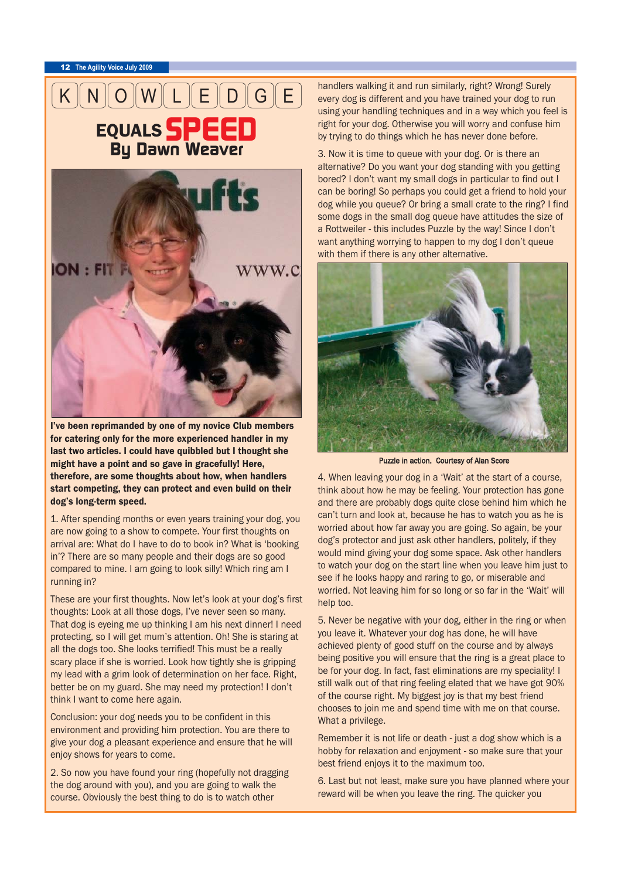# KNOWLEDGE EQUALS SPEED

## By Dawn Weaver

**I've been reprimanded by one of my novice Club members for catering only for the more experienced handler in my last two articles. I could have quibbled but I thought she might have a point and so gave in gracefully! Here, therefore, are some thoughts about how, when handlers start competing, they can protect and even build on their dog's long-term speed.**

1. After spending months or even years training your dog, you are now going to a show to compete. Your first thoughts on arrival are: What do I have to do to book in? What is 'booking in'? There are so many people and their dogs are so good compared to mine. I am going to look silly! Which ring am I running in?

These are your first thoughts. Now let's look at your dog's first thoughts: Look at all those dogs, I've never seen so many. That dog is eyeing me up thinking I am his next dinner! I need protecting, so I will get mum's attention. Oh! She is staring at all the dogs too. She looks terrified! This must be a really scary place if she is worried. Look how tightly she is gripping my lead with a grim look of determination on her face. Right, better be on my guard. She may need my protection! I don't think I want to come here again.

Conclusion: your dog needs you to be confident in this environment and providing him protection. You are there to give your dog a pleasant experience and ensure that he will enjoy shows for years to come.

2. So now you have found your ring (hopefully not dragging the dog around with you), and you are going to walk the course. Obviously the best thing to do is to watch other handlers walking it and run similarly, right? Wrong! Surely every dog is different and you have trained your dog to run using your handling techniques and in a way which you feel is right for your dog. Otherwise you will worry and confuse him by trying to do things which he has never done before.

3. Now it is time to queue with your dog. Or is there an alternative? Do you want your dog standing with you getting bored? I don't want my small dogs in particular to find out I can be boring! So perhaps you could get a friend to hold your dog while you queue? Or bring a small crate to the ring? I find some dogs in the small dog queue have attitudes the size of a Rottweiler - this includes Puzzle by the way! Since I don't want anything worrying to happen to my dog I don't queue with them if there is any other alternative.

Puzzle in action. Courtesy of Alan Score

4. When leaving your dog in a 'Wait' at the start of a course, think about how he may be feeling. Your protection has gone and there are probably dogs quite close behind him which he can't turn and look at, because he has to watch you as he is worried about how far away you are going. So again, be your dog's protector and just ask other handlers, politely, if they would mind giving your dog some space. Ask other handlers to watch your dog on the start line when you leave him just to see if he looks happy and raring to go, or miserable and worried. Not leaving him for so long or so far in the 'Wait' will help too.

5. Never be negative with your dog, either in the ring or when you leave it. Whatever your dog has done, he will have achieved plenty of good stuff on the course and by always being positive you will ensure that the ring is a great place to be for your dog. In fact, fast eliminations are my speciality! I still walk out of that ring feeling elated that we have got 90% of the course right. My biggest joy is that my best friend chooses to join me and spend time with me on that course. What a privilege.

Remember it is not life or death - just a dog show which is a hobby for relaxation and enjoyment - so make sure that your best friend enjoys it to the maximum too.

6. Last but not least, make sure you have planned where your reward will be when you leave the ring. The quicker you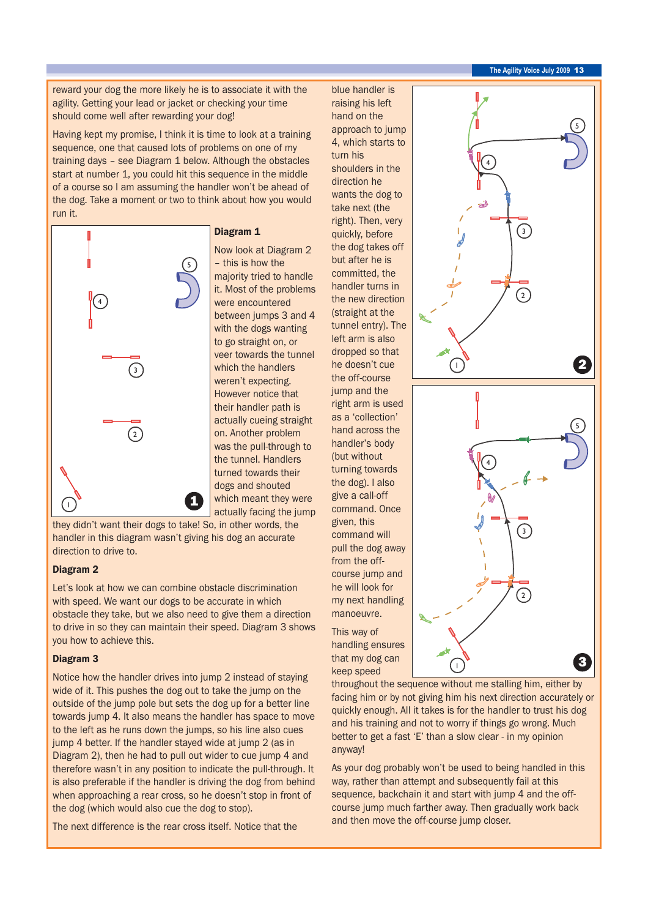reward your dog the more likely he is to associate it with the agility. Getting your lead or jacket or checking your time should come well after rewarding your dog!

Having kept my promise, I think it is time to look at a training sequence, one that caused lots of problems on one of my training days – see Diagram 1 below. Although the obstacles start at number 1, you could hit this sequence in the middle of a course so I am assuming the handler won't be ahead of the dog. Take a moment or two to think about how you would run it.

5
4
3
2
1
1

### Diagram 1

Now look at Diagram 2 – this is how the majority tried to handle it. Most of the problems were encountered between jumps 3 and 4 with the dogs wanting to go straight on, or veer towards the tunnel which the handlers weren't expecting. However notice that their handler path is actually cueing straight on. Another problem was the pull-through to the tunnel. Handlers turned towards their dogs and shouted which meant they were actually facing the jump they didn't want their dogs to take! So, in other words, the handler in this diagram wasn't giving his dog an accurate direction to drive to.

### Diagram 2

Let's look at how we can combine obstacle discrimination with speed. We want our dogs to be accurate in which obstacle they take, but we also need to give them a direction to drive in so they can maintain their speed. Diagram 3 shows you how to achieve this.

### Diagram 3

Notice how the handler drives into jump 2 instead of staying wide of it. This pushes the dog out to take the jump on the outside of the jump pole but sets the dog up for a better line towards jump 4. It also means the handler has space to move to the left as he runs down the jumps, so his line also cues jump 4 better. If the handler stayed wide at jump 2 (as in Diagram 2), then he had to pull out wider to cue jump 4 and therefore wasn't in any position to indicate the pull-through. It is also preferable if the handler is driving the dog from behind when approaching a rear cross, so he doesn't stop in front of the dog (which would also cue the dog to stop).

The next difference is the rear cross itself. Notice that the blue handler is raising his left hand on the approach to jump 4, which starts to turn his shoulders in the direction he wants the dog to take next (the right). Then, very quickly, before the dog takes off but after he is committed, the handler turns in the new direction (straight at the tunnel entry). The left arm is also dropped so that he doesn't cue the off-course jump and the right arm is used as a 'collection' hand across the handler's body (but without turning towards the dog). I also give a call-off command. Once given, this command will pull the dog away from the off-course jump and he will look for my next handling manoeuvre.

5
4
3
2
1
2

5
4
3
2
1
3

This way of handling ensures that my dog can keep speed throughout the sequence without me stalling him, either by facing him or by not giving him his next direction accurately or quickly enough. All it takes is for the handler to trust his dog and his training and not to worry if things go wrong. Much better to get a fast 'E' than a slow clear - in my opinion anyway!

As your dog probably won't be used to being handled in this way, rather than attempt and subsequently fail at this sequence, backchain it and start with jump 4 and the off-course jump much farther away. Then gradually work back and then move the off-course jump closer.